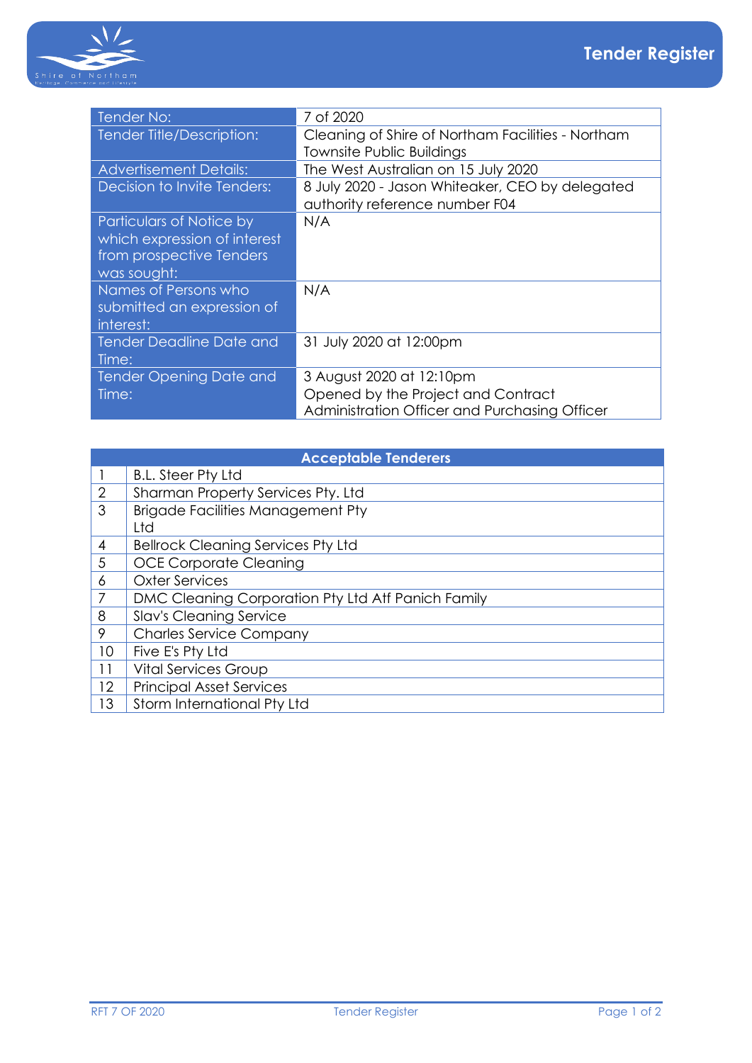# Tender Register

| Tender No: | 7 of 2020 |
|---|---|
| Tender Title/Description: | Cleaning of Shire of Northam Facilities - Northam Townsite Public Buildings |
| Advertisement Details: | The West Australian on 15 July 2020 |
| Decision to Invite Tenders: | 8 July 2020 - Jason Whiteaker, CEO by delegated authority reference number F04 |
| Particulars of Notice by which expression of interest from prospective Tenders was sought: | N/A |
| Names of Persons who submitted an expression of interest: | N/A |
| Tender Deadline Date and Time: | 31 July 2020 at 12:00pm |
| Tender Opening Date and Time: | 3 August 2020 at 12:10pm<br>Opened by the Project and Contract Administration Officer and Purchasing Officer |

| Acceptable Tenderers | |
|---|---|
| 1 | B.L. Steer Pty Ltd |
| 2 | Sharman Property Services Pty. Ltd |
| 3 | Brigade Facilities Management Pty Ltd |
| 4 | Bellrock Cleaning Services Pty Ltd |
| 5 | OCE Corporate Cleaning |
| 6 | Oxter Services |
| 7 | DMC Cleaning Corporation Pty Ltd Atf Panich Family |
| 8 | Slav's Cleaning Service |
| 9 | Charles Service Company |
| 10 | Five E's Pty Ltd |
| 11 | Vital Services Group |
| 12 | Principal Asset Services |
| 13 | Storm International Pty Ltd |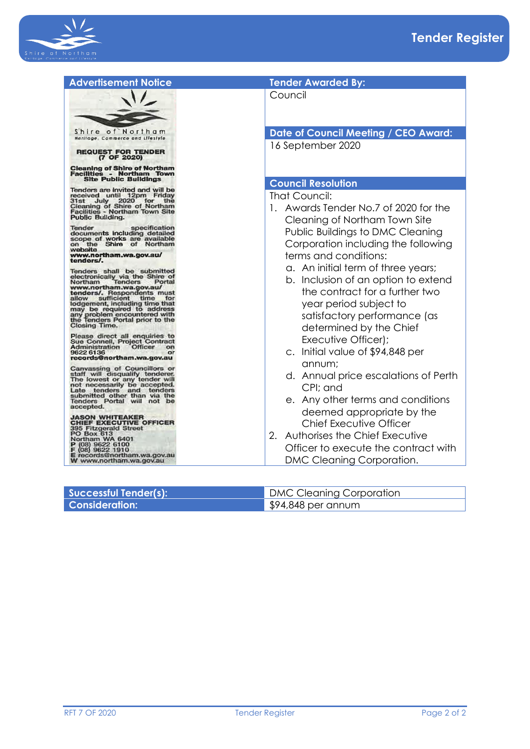# Tender Register

| Advertisement Notice | Tender Awarded By: |
|---|---|
| Shire of Northam<br>Heritage, Commerce and Lifestyle<br><br>**REQUEST FOR TENDER (7 OF 2020)**<br><br>**Cleaning of Shire of Northam Facilities - Northam Town Site Public Buildings**<br><br>Tenders are invited and will be received until 12pm Friday 31st July 2020 for the Cleaning of Shire of Northam Facilities - Northam Town Site Public Building.<br><br>Tender specification documents including detailed scope of works are available on the Shire of Northam website **www.northam.wa.gov.au/tenders/.**<br><br>Tenders shall be submitted electronically via the Shire of Northam Tenders Portal **www.northam.wa.gov.au/tenders/.** Respondents must allow sufficient time for lodgement, including time that may be required to address any problem encountered with the Tenders Portal prior to the Closing Time.<br><br>Please direct all enquiries to Sue Connell, Project Contract Administration Officer on 9622 6136 or **records@northam.wa.gov.au**<br><br>Canvassing of Councillors or staff will disqualify tenderer. The lowest or any tender will not necessarily be accepted. Late tenders and tenders submitted other than via the Tenders Portal will not be accepted.<br><br>**JASON WHITEAKER**<br>**CHIEF EXECUTIVE OFFICER**<br>395 Fitzgerald Street<br>PO Box 613<br>Northam WA 6401<br>P (08) 9622 6100<br>F (08) 9622 1910<br>E records@northam.wa.gov.au<br>W www.northam.wa.gov.au | Council<br><br>**Date of Council Meeting / CEO Award:**<br><br>16 September 2020<br><br>**Council Resolution**<br><br>That Council:<br>1. Awards Tender No.7 of 2020 for the Cleaning of Northam Town Site Public Buildings to DMC Cleaning Corporation including the following terms and conditions:<br>a. An initial term of three years;<br>b. Inclusion of an option to extend the contract for a further two year period subject to satisfactory performance (as determined by the Chief Executive Officer);<br>c. Initial value of $94,848 per annum;<br>d. Annual price escalations of Perth CPI; and<br>e. Any other terms and conditions deemed appropriate by the Chief Executive Officer<br>2. Authorises the Chief Executive Officer to execute the contract with DMC Cleaning Corporation. |

| | |
|---|---|
| **Successful Tender(s):** | DMC Cleaning Corporation |
| **Consideration:** | $94,848 per annum |